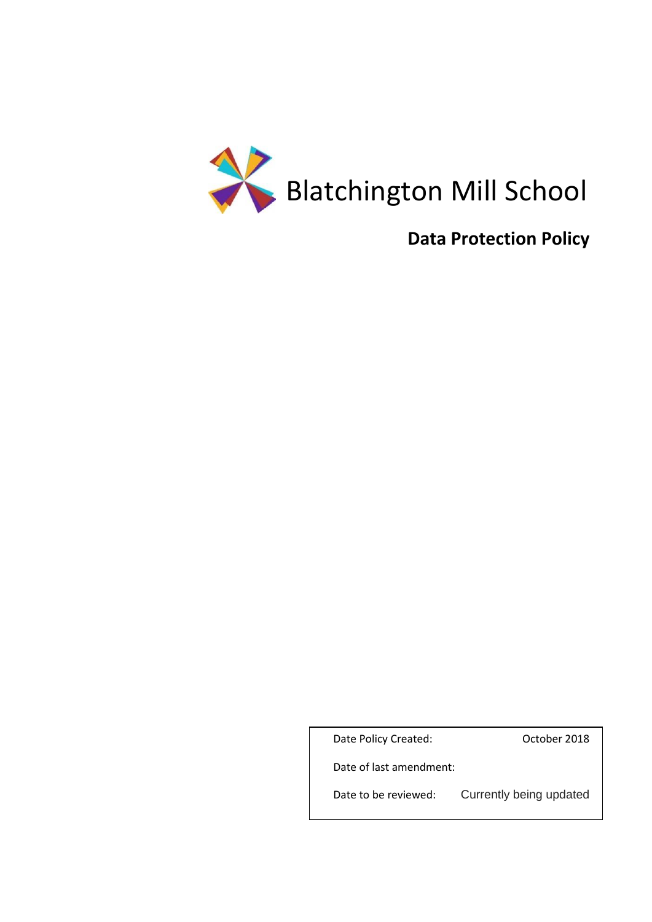# Blatchington Mill School

## Data Protection Policy

| | |
| --- | --- |
| Date Policy Created: | October 2018 |
| Date of last amendment: | |
| Date to be reviewed: | Currently being updated |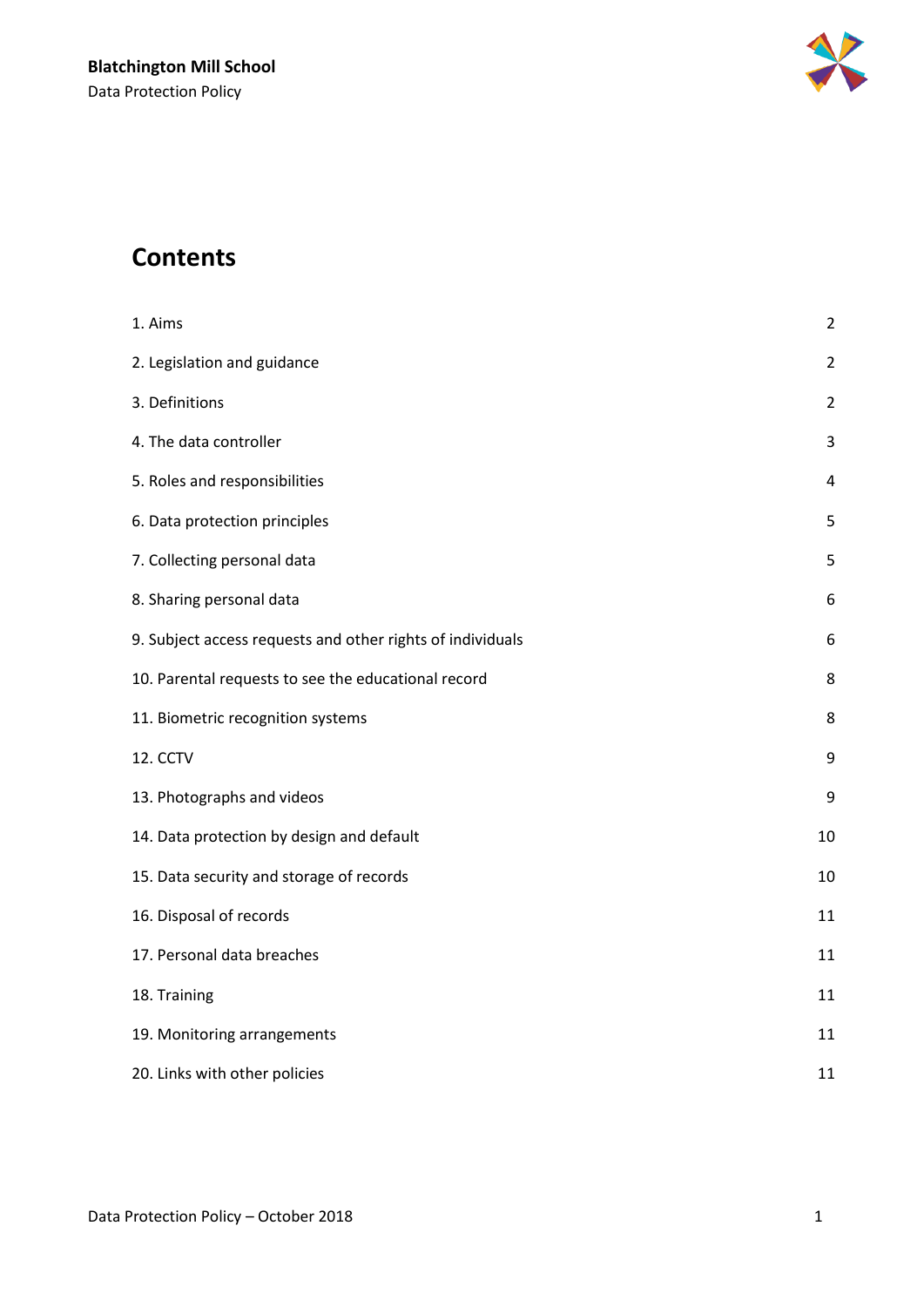## Contents

| | |
|---|---|
| 1. Aims | 2 |
| 2. Legislation and guidance | 2 |
| 3. Definitions | 2 |
| 4. The data controller | 3 |
| 5. Roles and responsibilities | 4 |
| 6. Data protection principles | 5 |
| 7. Collecting personal data | 5 |
| 8. Sharing personal data | 6 |
| 9. Subject access requests and other rights of individuals | 6 |
| 10. Parental requests to see the educational record | 8 |
| 11. Biometric recognition systems | 8 |
| 12. CCTV | 9 |
| 13. Photographs and videos | 9 |
| 14. Data protection by design and default | 10 |
| 15. Data security and storage of records | 10 |
| 16. Disposal of records | 11 |
| 17. Personal data breaches | 11 |
| 18. Training | 11 |
| 19. Monitoring arrangements | 11 |
| 20. Links with other policies | 11 |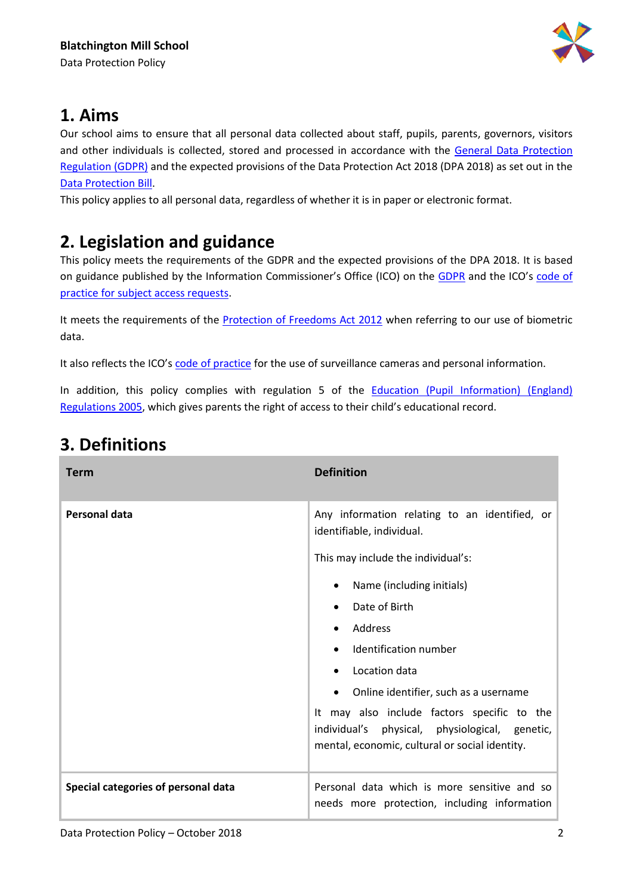## 1. Aims

Our school aims to ensure that all personal data collected about staff, pupils, parents, governors, visitors and other individuals is collected, stored and processed in accordance with the [General Data Protection Regulation (GDPR)] and the expected provisions of the Data Protection Act 2018 (DPA 2018) as set out in the [Data Protection Bill].

This policy applies to all personal data, regardless of whether it is in paper or electronic format.

## 2. Legislation and guidance

This policy meets the requirements of the GDPR and the expected provisions of the DPA 2018. It is based on guidance published by the Information Commissioner's Office (ICO) on the [GDPR] and the ICO's [code of practice for subject access requests].

It meets the requirements of the [Protection of Freedoms Act 2012] when referring to our use of biometric data.

It also reflects the ICO's [code of practice] for the use of surveillance cameras and personal information.

In addition, this policy complies with regulation 5 of the [Education (Pupil Information) (England) Regulations 2005], which gives parents the right of access to their child's educational record.

## 3. Definitions

| Term | Definition |
|---|---|
| **Personal data** | Any information relating to an identified, or identifiable, individual.<br><br>This may include the individual's:<br>• Name (including initials)<br>• Date of Birth<br>• Address<br>• Identification number<br>• Location data<br>• Online identifier, such as a username<br><br>It may also include factors specific to the individual's physical, physiological, genetic, mental, economic, cultural or social identity. |
| **Special categories of personal data** | Personal data which is more sensitive and so needs more protection, including information |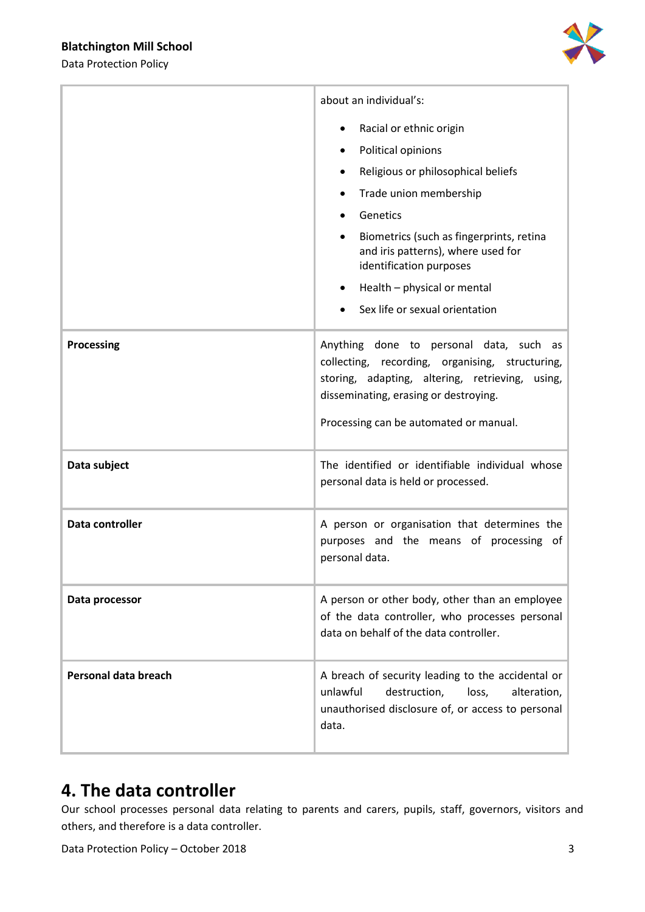| | |
|---|---|
| | about an individual's:<br><br>• Racial or ethnic origin<br>• Political opinions<br>• Religious or philosophical beliefs<br>• Trade union membership<br>• Genetics<br>• Biometrics (such as fingerprints, retina and iris patterns), where used for identification purposes<br>• Health – physical or mental<br>• Sex life or sexual orientation |
| **Processing** | Anything done to personal data, such as collecting, recording, organising, structuring, storing, adapting, altering, retrieving, using, disseminating, erasing or destroying.<br><br>Processing can be automated or manual. |
| **Data subject** | The identified or identifiable individual whose personal data is held or processed. |
| **Data controller** | A person or organisation that determines the purposes and the means of processing of personal data. |
| **Data processor** | A person or other body, other than an employee of the data controller, who processes personal data on behalf of the data controller. |
| **Personal data breach** | A breach of security leading to the accidental or unlawful destruction, loss, alteration, unauthorised disclosure of, or access to personal data. |

# 4. The data controller

Our school processes personal data relating to parents and carers, pupils, staff, governors, visitors and others, and therefore is a data controller.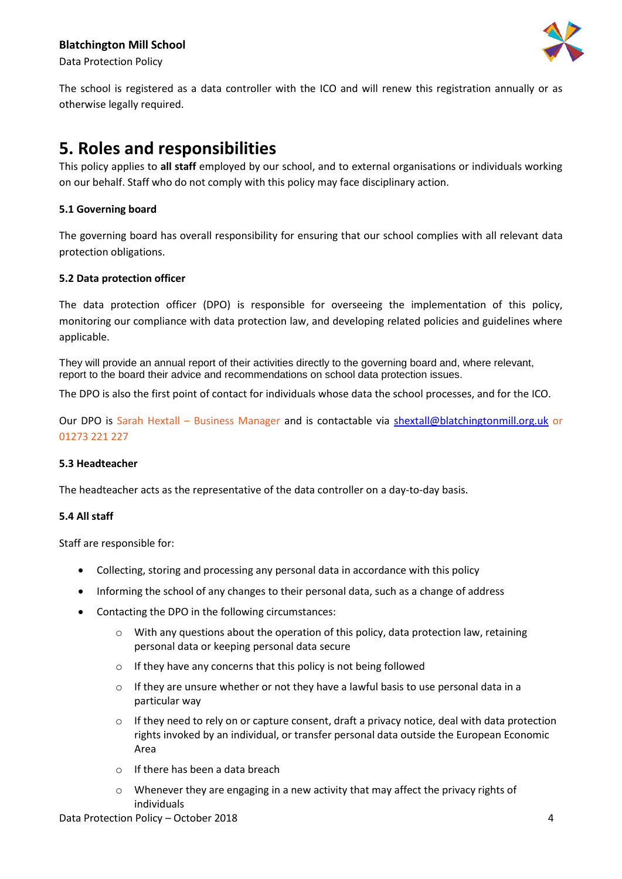The school is registered as a data controller with the ICO and will renew this registration annually or as otherwise legally required.

# 5. Roles and responsibilities

This policy applies to **all staff** employed by our school, and to external organisations or individuals working on our behalf. Staff who do not comply with this policy may face disciplinary action.

### 5.1 Governing board

The governing board has overall responsibility for ensuring that our school complies with all relevant data protection obligations.

### 5.2 Data protection officer

The data protection officer (DPO) is responsible for overseeing the implementation of this policy, monitoring our compliance with data protection law, and developing related policies and guidelines where applicable.

They will provide an annual report of their activities directly to the governing board and, where relevant, report to the board their advice and recommendations on school data protection issues.

The DPO is also the first point of contact for individuals whose data the school processes, and for the ICO.

Our DPO is Sarah Hextall – Business Manager and is contactable via shextall@blatchingtonmill.org.uk or 01273 221 227

### 5.3 Headteacher

The headteacher acts as the representative of the data controller on a day-to-day basis.

### 5.4 All staff

Staff are responsible for:

- Collecting, storing and processing any personal data in accordance with this policy
- Informing the school of any changes to their personal data, such as a change of address
- Contacting the DPO in the following circumstances:
  - With any questions about the operation of this policy, data protection law, retaining personal data or keeping personal data secure
  - If they have any concerns that this policy is not being followed
  - If they are unsure whether or not they have a lawful basis to use personal data in a particular way
  - If they need to rely on or capture consent, draft a privacy notice, deal with data protection rights invoked by an individual, or transfer personal data outside the European Economic Area
  - If there has been a data breach
  - Whenever they are engaging in a new activity that may affect the privacy rights of individuals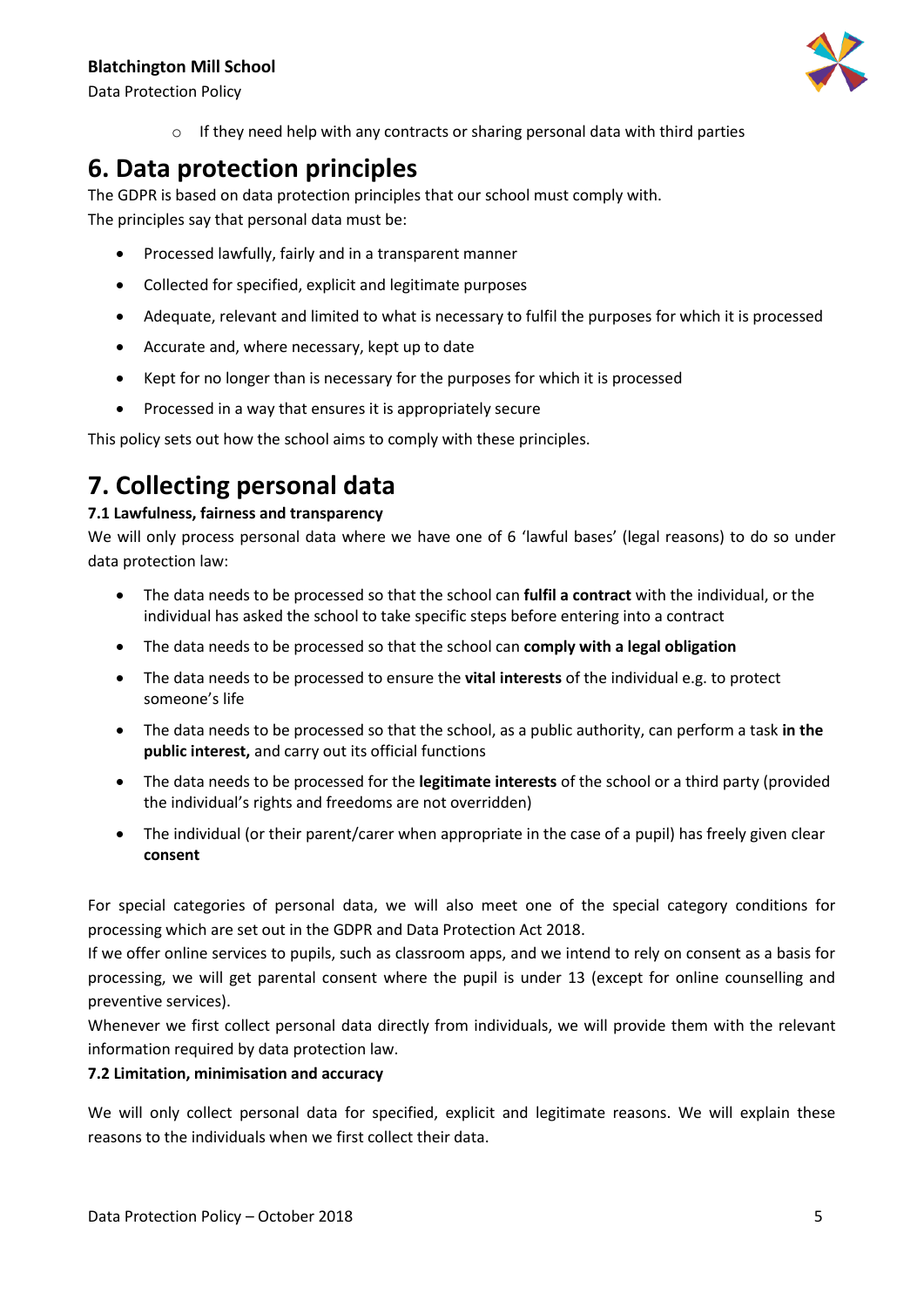- If they need help with any contracts or sharing personal data with third parties

# 6. Data protection principles

The GDPR is based on data protection principles that our school must comply with.
The principles say that personal data must be:

- Processed lawfully, fairly and in a transparent manner
- Collected for specified, explicit and legitimate purposes
- Adequate, relevant and limited to what is necessary to fulfil the purposes for which it is processed
- Accurate and, where necessary, kept up to date
- Kept for no longer than is necessary for the purposes for which it is processed
- Processed in a way that ensures it is appropriately secure

This policy sets out how the school aims to comply with these principles.

# 7. Collecting personal data

### 7.1 Lawfulness, fairness and transparency

We will only process personal data where we have one of 6 'lawful bases' (legal reasons) to do so under data protection law:

- The data needs to be processed so that the school can **fulfil a contract** with the individual, or the individual has asked the school to take specific steps before entering into a contract
- The data needs to be processed so that the school can **comply with a legal obligation**
- The data needs to be processed to ensure the **vital interests** of the individual e.g. to protect someone's life
- The data needs to be processed so that the school, as a public authority, can perform a task **in the public interest,** and carry out its official functions
- The data needs to be processed for the **legitimate interests** of the school or a third party (provided the individual's rights and freedoms are not overridden)
- The individual (or their parent/carer when appropriate in the case of a pupil) has freely given clear **consent**

For special categories of personal data, we will also meet one of the special category conditions for processing which are set out in the GDPR and Data Protection Act 2018.
If we offer online services to pupils, such as classroom apps, and we intend to rely on consent as a basis for processing, we will get parental consent where the pupil is under 13 (except for online counselling and preventive services).
Whenever we first collect personal data directly from individuals, we will provide them with the relevant information required by data protection law.

### 7.2 Limitation, minimisation and accuracy

We will only collect personal data for specified, explicit and legitimate reasons. We will explain these reasons to the individuals when we first collect their data.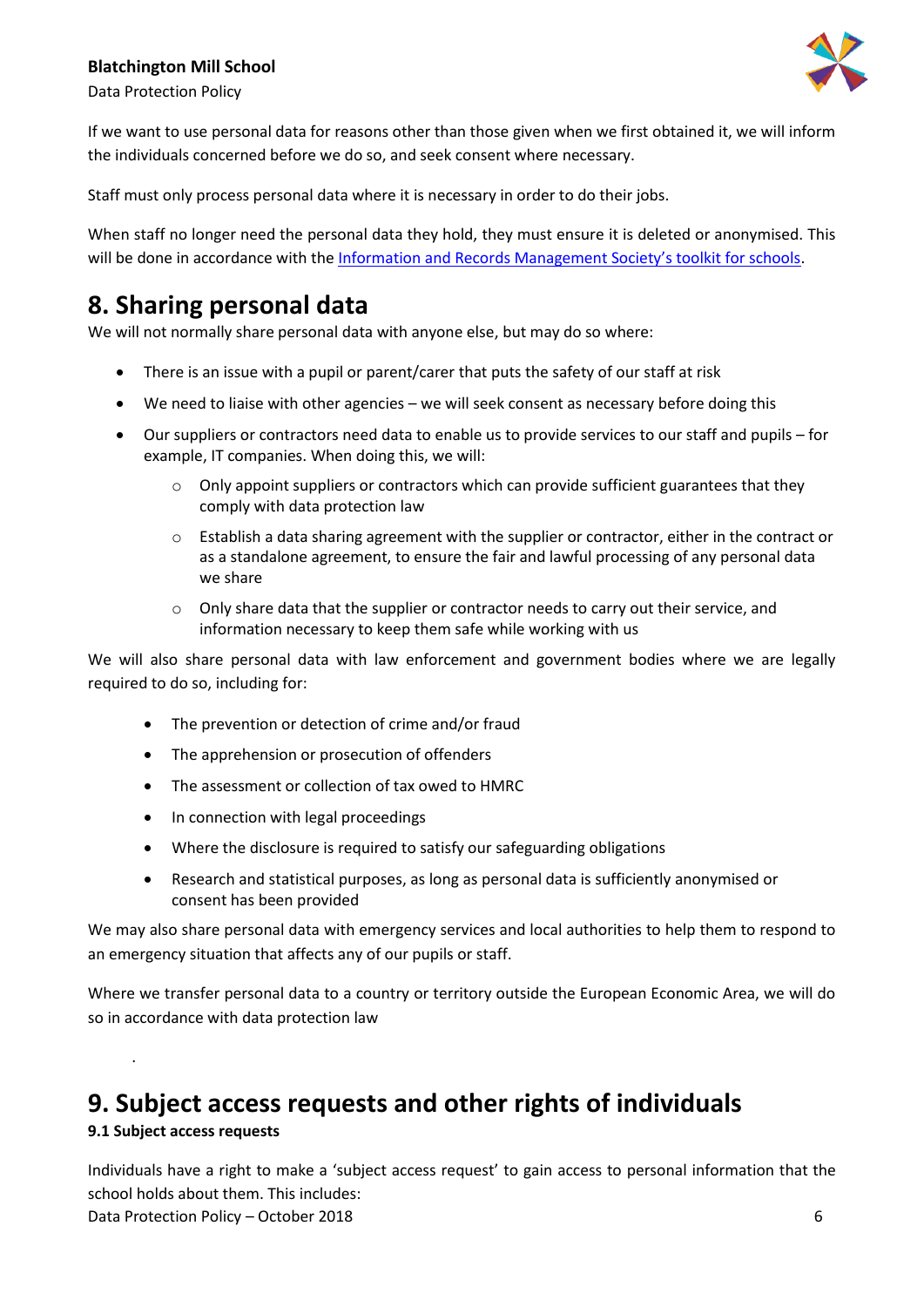If we want to use personal data for reasons other than those given when we first obtained it, we will inform the individuals concerned before we do so, and seek consent where necessary.

Staff must only process personal data where it is necessary in order to do their jobs.

When staff no longer need the personal data they hold, they must ensure it is deleted or anonymised. This will be done in accordance with the [Information and Records Management Society's toolkit for schools](#).

# 8. Sharing personal data

We will not normally share personal data with anyone else, but may do so where:

- There is an issue with a pupil or parent/carer that puts the safety of our staff at risk
- We need to liaise with other agencies – we will seek consent as necessary before doing this
- Our suppliers or contractors need data to enable us to provide services to our staff and pupils – for example, IT companies. When doing this, we will:
  - Only appoint suppliers or contractors which can provide sufficient guarantees that they comply with data protection law
  - Establish a data sharing agreement with the supplier or contractor, either in the contract or as a standalone agreement, to ensure the fair and lawful processing of any personal data we share
  - Only share data that the supplier or contractor needs to carry out their service, and information necessary to keep them safe while working with us

We will also share personal data with law enforcement and government bodies where we are legally required to do so, including for:

- The prevention or detection of crime and/or fraud
- The apprehension or prosecution of offenders
- The assessment or collection of tax owed to HMRC
- In connection with legal proceedings
- Where the disclosure is required to satisfy our safeguarding obligations
- Research and statistical purposes, as long as personal data is sufficiently anonymised or consent has been provided

We may also share personal data with emergency services and local authorities to help them to respond to an emergency situation that affects any of our pupils or staff.

Where we transfer personal data to a country or territory outside the European Economic Area, we will do so in accordance with data protection law

# 9. Subject access requests and other rights of individuals

**9.1 Subject access requests**

Individuals have a right to make a 'subject access request' to gain access to personal information that the school holds about them. This includes: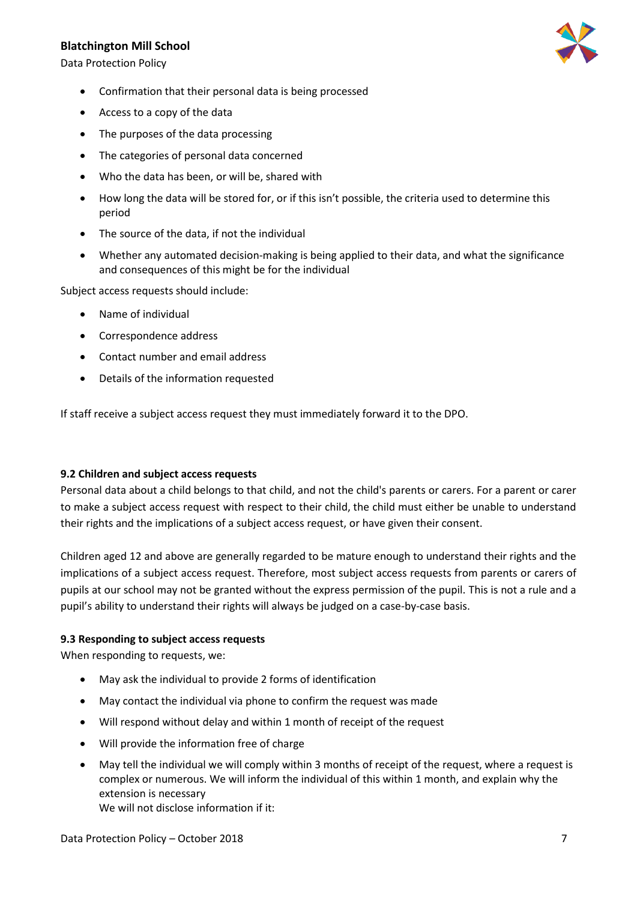- Confirmation that their personal data is being processed
- Access to a copy of the data
- The purposes of the data processing
- The categories of personal data concerned
- Who the data has been, or will be, shared with
- How long the data will be stored for, or if this isn't possible, the criteria used to determine this period
- The source of the data, if not the individual
- Whether any automated decision-making is being applied to their data, and what the significance and consequences of this might be for the individual

Subject access requests should include:

- Name of individual
- Correspondence address
- Contact number and email address
- Details of the information requested

If staff receive a subject access request they must immediately forward it to the DPO.

#### 9.2 Children and subject access requests

Personal data about a child belongs to that child, and not the child's parents or carers. For a parent or carer to make a subject access request with respect to their child, the child must either be unable to understand their rights and the implications of a subject access request, or have given their consent.

Children aged 12 and above are generally regarded to be mature enough to understand their rights and the implications of a subject access request. Therefore, most subject access requests from parents or carers of pupils at our school may not be granted without the express permission of the pupil. This is not a rule and a pupil's ability to understand their rights will always be judged on a case-by-case basis.

#### 9.3 Responding to subject access requests

When responding to requests, we:

- May ask the individual to provide 2 forms of identification
- May contact the individual via phone to confirm the request was made
- Will respond without delay and within 1 month of receipt of the request
- Will provide the information free of charge
- May tell the individual we will comply within 3 months of receipt of the request, where a request is complex or numerous. We will inform the individual of this within 1 month, and explain why the extension is necessary
  We will not disclose information if it: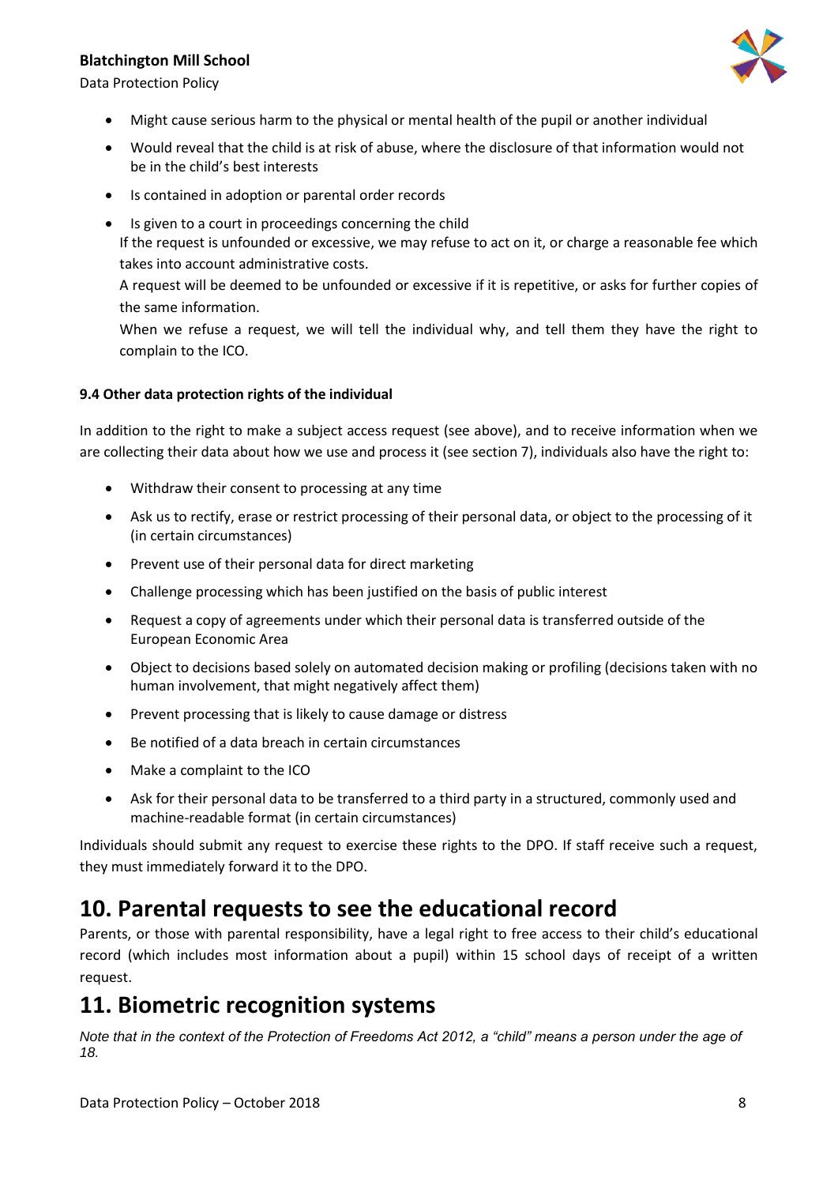- Might cause serious harm to the physical or mental health of the pupil or another individual
- Would reveal that the child is at risk of abuse, where the disclosure of that information would not be in the child's best interests
- Is contained in adoption or parental order records
- Is given to a court in proceedings concerning the child

If the request is unfounded or excessive, we may refuse to act on it, or charge a reasonable fee which takes into account administrative costs.

A request will be deemed to be unfounded or excessive if it is repetitive, or asks for further copies of the same information.

When we refuse a request, we will tell the individual why, and tell them they have the right to complain to the ICO.

### 9.4 Other data protection rights of the individual

In addition to the right to make a subject access request (see above), and to receive information when we are collecting their data about how we use and process it (see section 7), individuals also have the right to:

- Withdraw their consent to processing at any time
- Ask us to rectify, erase or restrict processing of their personal data, or object to the processing of it (in certain circumstances)
- Prevent use of their personal data for direct marketing
- Challenge processing which has been justified on the basis of public interest
- Request a copy of agreements under which their personal data is transferred outside of the European Economic Area
- Object to decisions based solely on automated decision making or profiling (decisions taken with no human involvement, that might negatively affect them)
- Prevent processing that is likely to cause damage or distress
- Be notified of a data breach in certain circumstances
- Make a complaint to the ICO
- Ask for their personal data to be transferred to a third party in a structured, commonly used and machine-readable format (in certain circumstances)

Individuals should submit any request to exercise these rights to the DPO. If staff receive such a request, they must immediately forward it to the DPO.

# 10. Parental requests to see the educational record

Parents, or those with parental responsibility, have a legal right to free access to their child's educational record (which includes most information about a pupil) within 15 school days of receipt of a written request.

# 11. Biometric recognition systems

*Note that in the context of the Protection of Freedoms Act 2012, a "child" means a person under the age of 18.*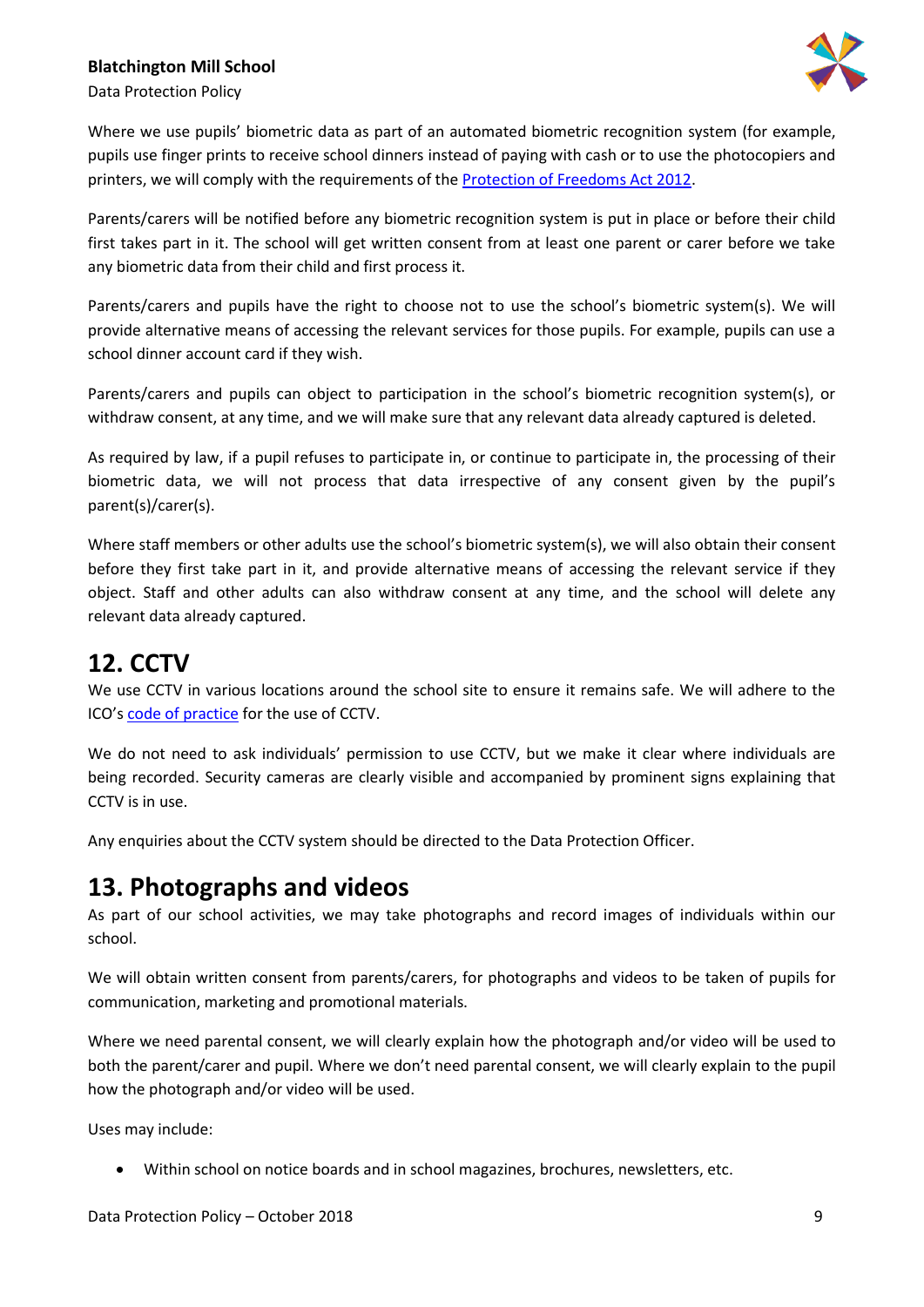Where we use pupils' biometric data as part of an automated biometric recognition system (for example, pupils use finger prints to receive school dinners instead of paying with cash or to use the photocopiers and printers, we will comply with the requirements of the [Protection of Freedoms Act 2012](#).

Parents/carers will be notified before any biometric recognition system is put in place or before their child first takes part in it. The school will get written consent from at least one parent or carer before we take any biometric data from their child and first process it.

Parents/carers and pupils have the right to choose not to use the school's biometric system(s). We will provide alternative means of accessing the relevant services for those pupils. For example, pupils can use a school dinner account card if they wish.

Parents/carers and pupils can object to participation in the school's biometric recognition system(s), or withdraw consent, at any time, and we will make sure that any relevant data already captured is deleted.

As required by law, if a pupil refuses to participate in, or continue to participate in, the processing of their biometric data, we will not process that data irrespective of any consent given by the pupil's parent(s)/carer(s).

Where staff members or other adults use the school's biometric system(s), we will also obtain their consent before they first take part in it, and provide alternative means of accessing the relevant service if they object. Staff and other adults can also withdraw consent at any time, and the school will delete any relevant data already captured.

# 12. CCTV

We use CCTV in various locations around the school site to ensure it remains safe. We will adhere to the ICO's [code of practice](#) for the use of CCTV.

We do not need to ask individuals' permission to use CCTV, but we make it clear where individuals are being recorded. Security cameras are clearly visible and accompanied by prominent signs explaining that CCTV is in use.

Any enquiries about the CCTV system should be directed to the Data Protection Officer.

# 13. Photographs and videos

As part of our school activities, we may take photographs and record images of individuals within our school.

We will obtain written consent from parents/carers, for photographs and videos to be taken of pupils for communication, marketing and promotional materials.

Where we need parental consent, we will clearly explain how the photograph and/or video will be used to both the parent/carer and pupil. Where we don't need parental consent, we will clearly explain to the pupil how the photograph and/or video will be used.

Uses may include:

- Within school on notice boards and in school magazines, brochures, newsletters, etc.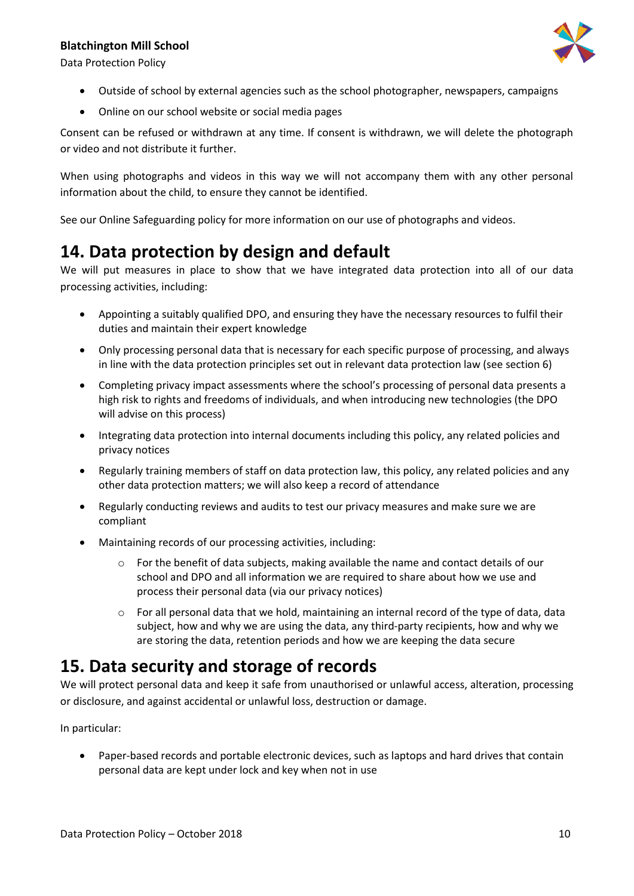- Outside of school by external agencies such as the school photographer, newspapers, campaigns
- Online on our school website or social media pages

Consent can be refused or withdrawn at any time. If consent is withdrawn, we will delete the photograph or video and not distribute it further.

When using photographs and videos in this way we will not accompany them with any other personal information about the child, to ensure they cannot be identified.

See our Online Safeguarding policy for more information on our use of photographs and videos.

# 14. Data protection by design and default

We will put measures in place to show that we have integrated data protection into all of our data processing activities, including:

- Appointing a suitably qualified DPO, and ensuring they have the necessary resources to fulfil their duties and maintain their expert knowledge
- Only processing personal data that is necessary for each specific purpose of processing, and always in line with the data protection principles set out in relevant data protection law (see section 6)
- Completing privacy impact assessments where the school's processing of personal data presents a high risk to rights and freedoms of individuals, and when introducing new technologies (the DPO will advise on this process)
- Integrating data protection into internal documents including this policy, any related policies and privacy notices
- Regularly training members of staff on data protection law, this policy, any related policies and any other data protection matters; we will also keep a record of attendance
- Regularly conducting reviews and audits to test our privacy measures and make sure we are compliant
- Maintaining records of our processing activities, including:
    - For the benefit of data subjects, making available the name and contact details of our school and DPO and all information we are required to share about how we use and process their personal data (via our privacy notices)
    - For all personal data that we hold, maintaining an internal record of the type of data, data subject, how and why we are using the data, any third-party recipients, how and why we are storing the data, retention periods and how we are keeping the data secure

# 15. Data security and storage of records

We will protect personal data and keep it safe from unauthorised or unlawful access, alteration, processing or disclosure, and against accidental or unlawful loss, destruction or damage.

In particular:

- Paper-based records and portable electronic devices, such as laptops and hard drives that contain personal data are kept under lock and key when not in use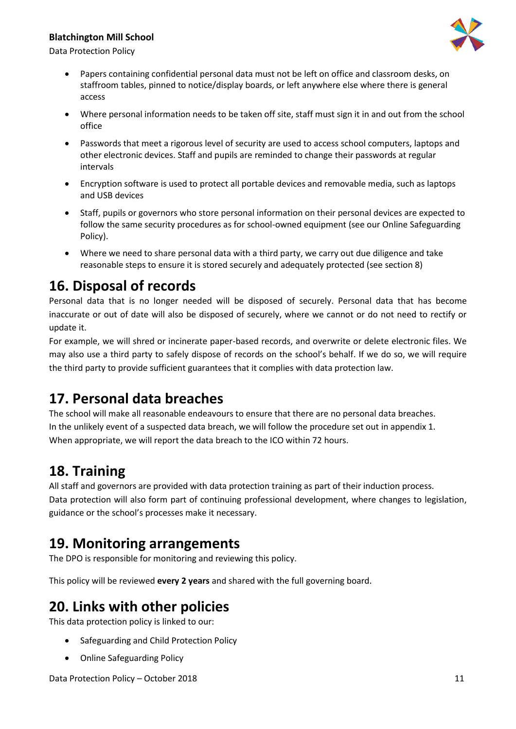- Papers containing confidential personal data must not be left on office and classroom desks, on staffroom tables, pinned to notice/display boards, or left anywhere else where there is general access
- Where personal information needs to be taken off site, staff must sign it in and out from the school office
- Passwords that meet a rigorous level of security are used to access school computers, laptops and other electronic devices. Staff and pupils are reminded to change their passwords at regular intervals
- Encryption software is used to protect all portable devices and removable media, such as laptops and USB devices
- Staff, pupils or governors who store personal information on their personal devices are expected to follow the same security procedures as for school-owned equipment (see our Online Safeguarding Policy).
- Where we need to share personal data with a third party, we carry out due diligence and take reasonable steps to ensure it is stored securely and adequately protected (see section 8)

# 16. Disposal of records

Personal data that is no longer needed will be disposed of securely. Personal data that has become inaccurate or out of date will also be disposed of securely, where we cannot or do not need to rectify or update it.

For example, we will shred or incinerate paper-based records, and overwrite or delete electronic files. We may also use a third party to safely dispose of records on the school's behalf. If we do so, we will require the third party to provide sufficient guarantees that it complies with data protection law.

# 17. Personal data breaches

The school will make all reasonable endeavours to ensure that there are no personal data breaches.
In the unlikely event of a suspected data breach, we will follow the procedure set out in appendix 1.
When appropriate, we will report the data breach to the ICO within 72 hours.

# 18. Training

All staff and governors are provided with data protection training as part of their induction process.
Data protection will also form part of continuing professional development, where changes to legislation, guidance or the school's processes make it necessary.

# 19. Monitoring arrangements

The DPO is responsible for monitoring and reviewing this policy.

This policy will be reviewed **every 2 years** and shared with the full governing board.

# 20. Links with other policies

This data protection policy is linked to our:

- Safeguarding and Child Protection Policy
- Online Safeguarding Policy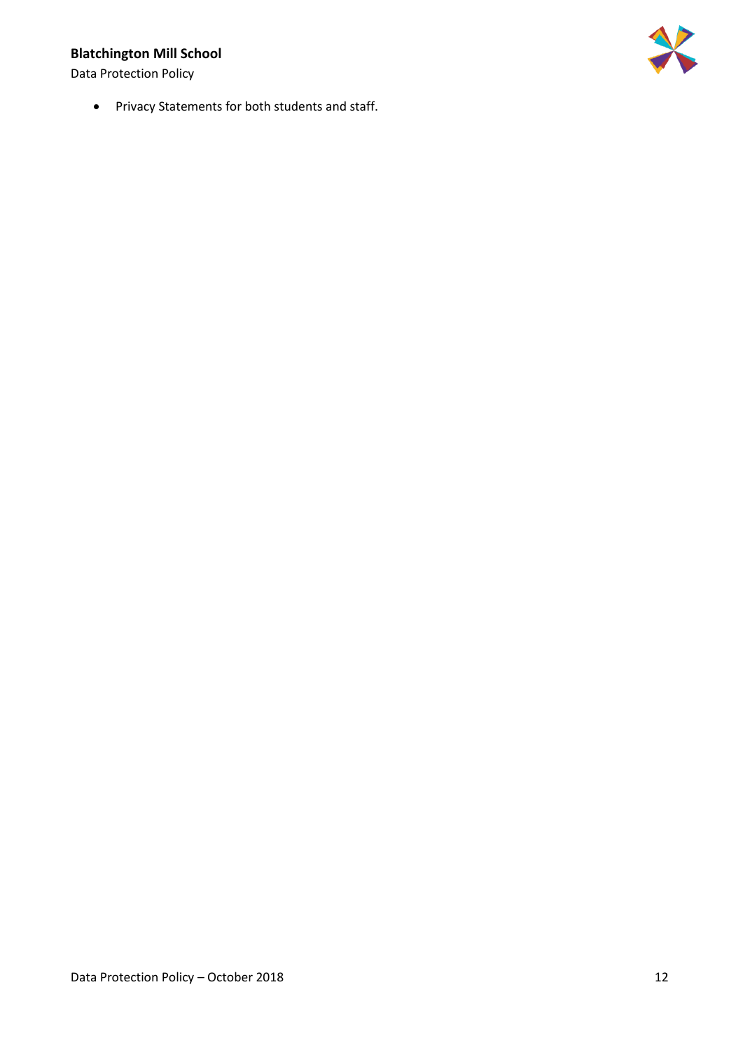- Privacy Statements for both students and staff.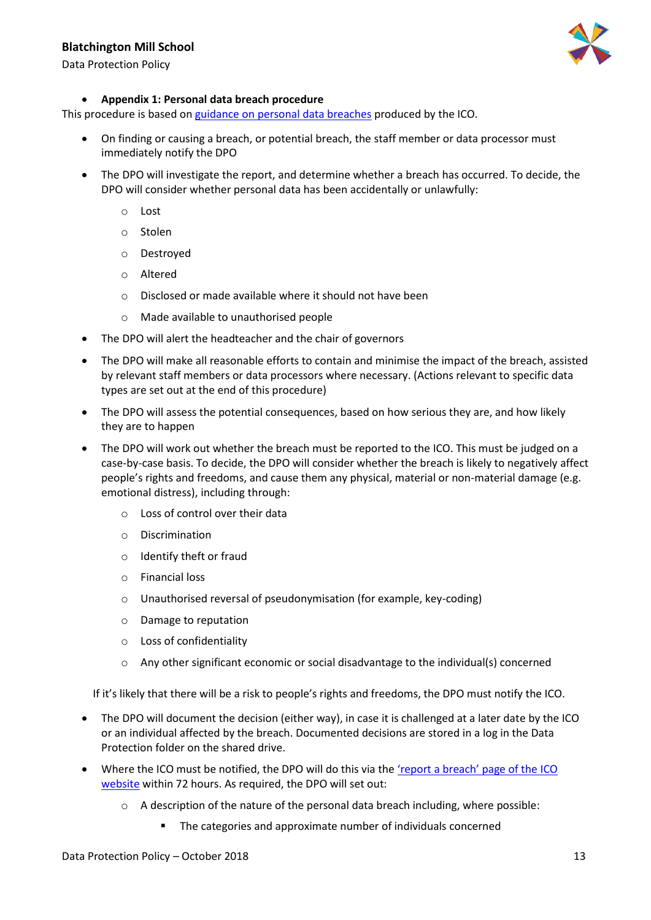- **Appendix 1: Personal data breach procedure**

This procedure is based on [guidance on personal data breaches]() produced by the ICO.

- On finding or causing a breach, or potential breach, the staff member or data processor must immediately notify the DPO
- The DPO will investigate the report, and determine whether a breach has occurred. To decide, the DPO will consider whether personal data has been accidentally or unlawfully:
    - Lost
    - Stolen
    - Destroyed
    - Altered
    - Disclosed or made available where it should not have been
    - Made available to unauthorised people
- The DPO will alert the headteacher and the chair of governors
- The DPO will make all reasonable efforts to contain and minimise the impact of the breach, assisted by relevant staff members or data processors where necessary. (Actions relevant to specific data types are set out at the end of this procedure)
- The DPO will assess the potential consequences, based on how serious they are, and how likely they are to happen
- The DPO will work out whether the breach must be reported to the ICO. This must be judged on a case-by-case basis. To decide, the DPO will consider whether the breach is likely to negatively affect people's rights and freedoms, and cause them any physical, material or non-material damage (e.g. emotional distress), including through:
    - Loss of control over their data
    - Discrimination
    - Identify theft or fraud
    - Financial loss
    - Unauthorised reversal of pseudonymisation (for example, key-coding)
    - Damage to reputation
    - Loss of confidentiality
    - Any other significant economic or social disadvantage to the individual(s) concerned

  If it's likely that there will be a risk to people's rights and freedoms, the DPO must notify the ICO.

- The DPO will document the decision (either way), in case it is challenged at a later date by the ICO or an individual affected by the breach. Documented decisions are stored in a log in the Data Protection folder on the shared drive.
- Where the ICO must be notified, the DPO will do this via the ['report a breach' page of the ICO website]() within 72 hours. As required, the DPO will set out:
    - A description of the nature of the personal data breach including, where possible:
        - The categories and approximate number of individuals concerned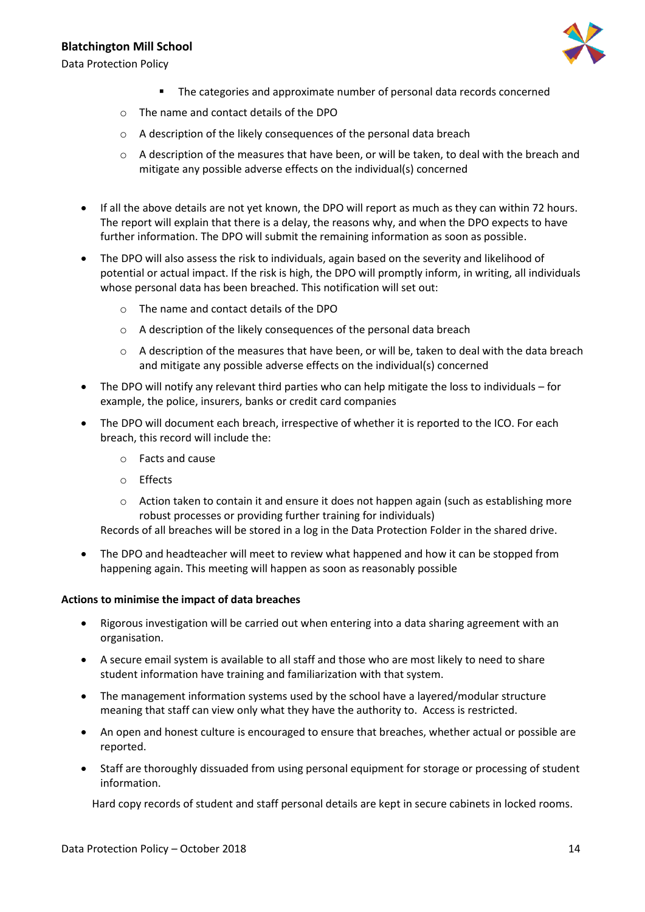- The categories and approximate number of personal data records concerned
    - The name and contact details of the DPO
    - A description of the likely consequences of the personal data breach
    - A description of the measures that have been, or will be taken, to deal with the breach and mitigate any possible adverse effects on the individual(s) concerned

- If all the above details are not yet known, the DPO will report as much as they can within 72 hours. The report will explain that there is a delay, the reasons why, and when the DPO expects to have further information. The DPO will submit the remaining information as soon as possible.
- The DPO will also assess the risk to individuals, again based on the severity and likelihood of potential or actual impact. If the risk is high, the DPO will promptly inform, in writing, all individuals whose personal data has been breached. This notification will set out:
    - The name and contact details of the DPO
    - A description of the likely consequences of the personal data breach
    - A description of the measures that have been, or will be, taken to deal with the data breach and mitigate any possible adverse effects on the individual(s) concerned
- The DPO will notify any relevant third parties who can help mitigate the loss to individuals – for example, the police, insurers, banks or credit card companies
- The DPO will document each breach, irrespective of whether it is reported to the ICO. For each breach, this record will include the:
    - Facts and cause
    - Effects
    - Action taken to contain it and ensure it does not happen again (such as establishing more robust processes or providing further training for individuals)

  Records of all breaches will be stored in a log in the Data Protection Folder in the shared drive.
- The DPO and headteacher will meet to review what happened and how it can be stopped from happening again. This meeting will happen as soon as reasonably possible

**Actions to minimise the impact of data breaches**

- Rigorous investigation will be carried out when entering into a data sharing agreement with an organisation.
- A secure email system is available to all staff and those who are most likely to need to share student information have training and familiarization with that system.
- The management information systems used by the school have a layered/modular structure meaning that staff can view only what they have the authority to. Access is restricted.
- An open and honest culture is encouraged to ensure that breaches, whether actual or possible are reported.
- Staff are thoroughly dissuaded from using personal equipment for storage or processing of student information.

Hard copy records of student and staff personal details are kept in secure cabinets in locked rooms.